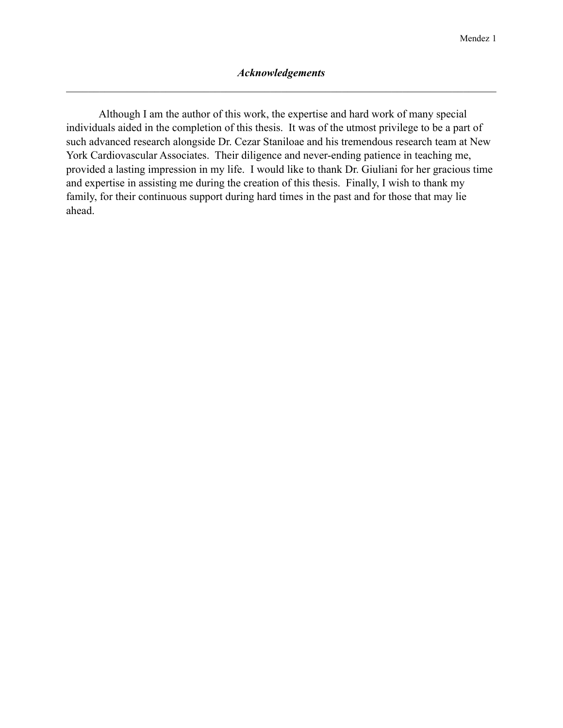# ***Acknowledgements***

Although I am the author of this work, the expertise and hard work of many special individuals aided in the completion of this thesis. It was of the utmost privilege to be a part of such advanced research alongside Dr. Cezar Staniloae and his tremendous research team at New York Cardiovascular Associates. Their diligence and never-ending patience in teaching me, provided a lasting impression in my life. I would like to thank Dr. Giuliani for her gracious time and expertise in assisting me during the creation of this thesis. Finally, I wish to thank my family, for their continuous support during hard times in the past and for those that may lie ahead.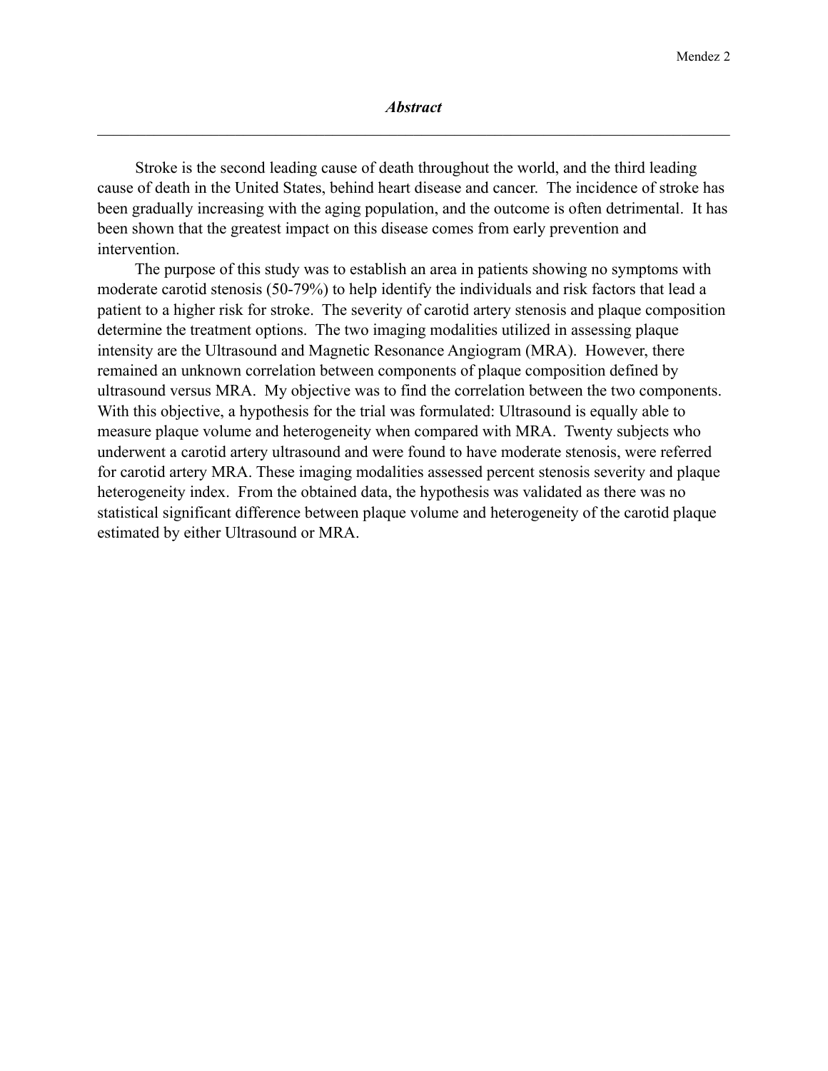## *Abstract*

Stroke is the second leading cause of death throughout the world, and the third leading cause of death in the United States, behind heart disease and cancer. The incidence of stroke has been gradually increasing with the aging population, and the outcome is often detrimental. It has been shown that the greatest impact on this disease comes from early prevention and intervention.

The purpose of this study was to establish an area in patients showing no symptoms with moderate carotid stenosis (50-79%) to help identify the individuals and risk factors that lead a patient to a higher risk for stroke. The severity of carotid artery stenosis and plaque composition determine the treatment options. The two imaging modalities utilized in assessing plaque intensity are the Ultrasound and Magnetic Resonance Angiogram (MRA). However, there remained an unknown correlation between components of plaque composition defined by ultrasound versus MRA. My objective was to find the correlation between the two components. With this objective, a hypothesis for the trial was formulated: Ultrasound is equally able to measure plaque volume and heterogeneity when compared with MRA. Twenty subjects who underwent a carotid artery ultrasound and were found to have moderate stenosis, were referred for carotid artery MRA. These imaging modalities assessed percent stenosis severity and plaque heterogeneity index. From the obtained data, the hypothesis was validated as there was no statistical significant difference between plaque volume and heterogeneity of the carotid plaque estimated by either Ultrasound or MRA.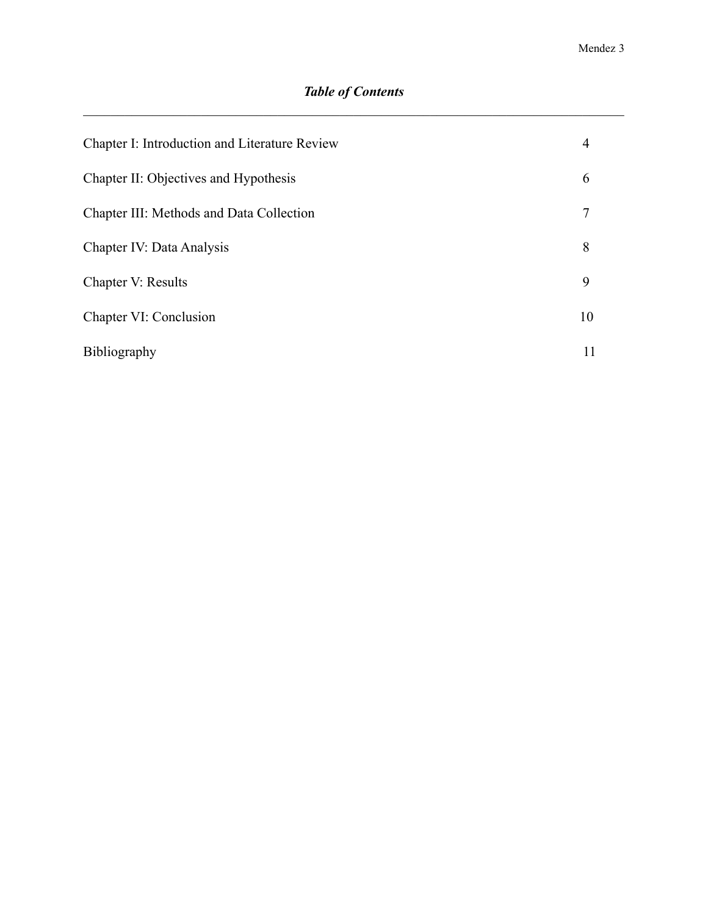## ***Table of Contents***

---

| | |
|---|---|
| Chapter I: Introduction and Literature Review | 4 |
| Chapter II: Objectives and Hypothesis | 6 |
| Chapter III: Methods and Data Collection | 7 |
| Chapter IV: Data Analysis | 8 |
| Chapter V: Results | 9 |
| Chapter VI: Conclusion | 10 |
| Bibliography | 11 |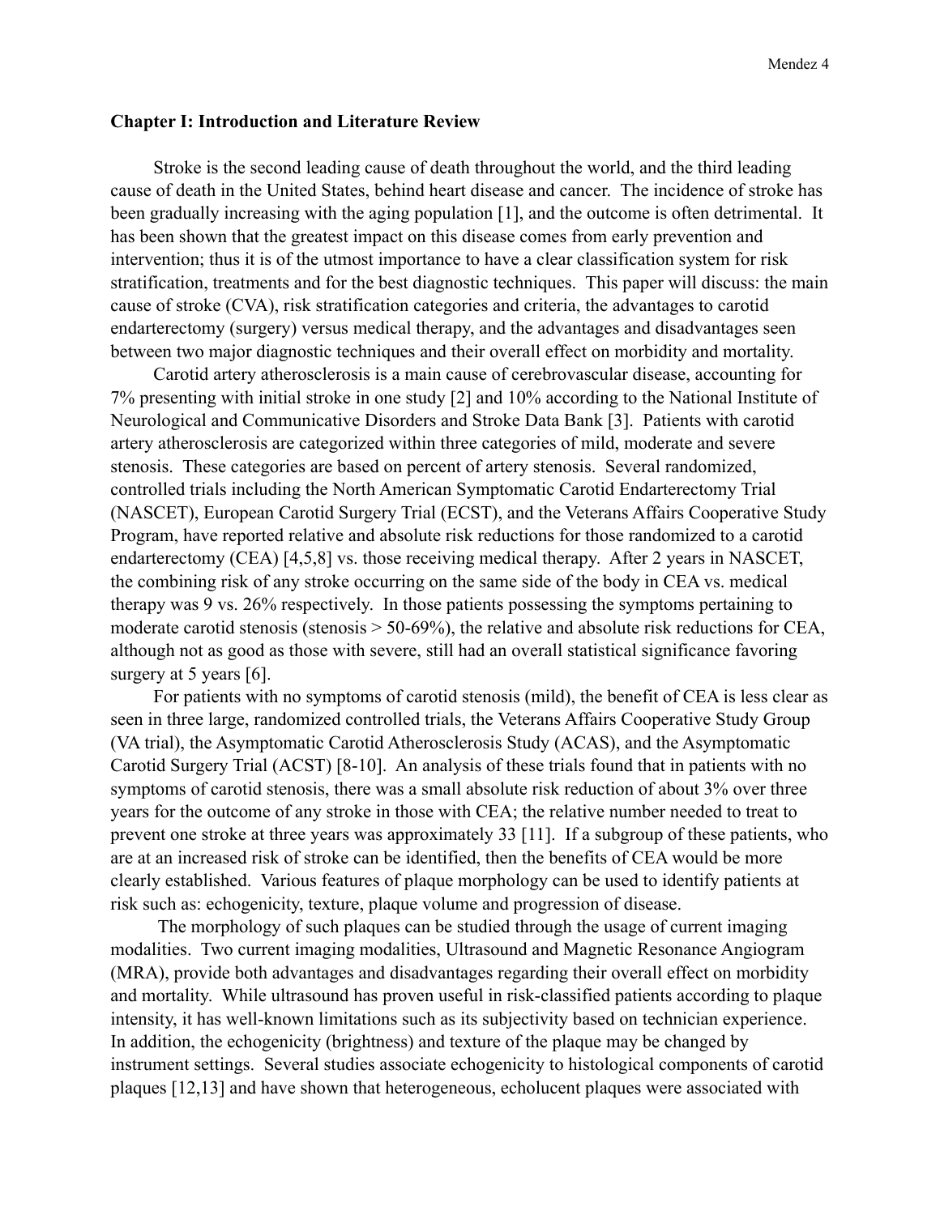## Chapter I: Introduction and Literature Review

Stroke is the second leading cause of death throughout the world, and the third leading cause of death in the United States, behind heart disease and cancer. The incidence of stroke has been gradually increasing with the aging population [1], and the outcome is often detrimental. It has been shown that the greatest impact on this disease comes from early prevention and intervention; thus it is of the utmost importance to have a clear classification system for risk stratification, treatments and for the best diagnostic techniques. This paper will discuss: the main cause of stroke (CVA), risk stratification categories and criteria, the advantages to carotid endarterectomy (surgery) versus medical therapy, and the advantages and disadvantages seen between two major diagnostic techniques and their overall effect on morbidity and mortality.

Carotid artery atherosclerosis is a main cause of cerebrovascular disease, accounting for 7% presenting with initial stroke in one study [2] and 10% according to the National Institute of Neurological and Communicative Disorders and Stroke Data Bank [3]. Patients with carotid artery atherosclerosis are categorized within three categories of mild, moderate and severe stenosis. These categories are based on percent of artery stenosis. Several randomized, controlled trials including the North American Symptomatic Carotid Endarterectomy Trial (NASCET), European Carotid Surgery Trial (ECST), and the Veterans Affairs Cooperative Study Program, have reported relative and absolute risk reductions for those randomized to a carotid endarterectomy (CEA) [4,5,8] vs. those receiving medical therapy. After 2 years in NASCET, the combining risk of any stroke occurring on the same side of the body in CEA vs. medical therapy was 9 vs. 26% respectively. In those patients possessing the symptoms pertaining to moderate carotid stenosis (stenosis > 50-69%), the relative and absolute risk reductions for CEA, although not as good as those with severe, still had an overall statistical significance favoring surgery at 5 years [6].

For patients with no symptoms of carotid stenosis (mild), the benefit of CEA is less clear as seen in three large, randomized controlled trials, the Veterans Affairs Cooperative Study Group (VA trial), the Asymptomatic Carotid Atherosclerosis Study (ACAS), and the Asymptomatic Carotid Surgery Trial (ACST) [8-10]. An analysis of these trials found that in patients with no symptoms of carotid stenosis, there was a small absolute risk reduction of about 3% over three years for the outcome of any stroke in those with CEA; the relative number needed to treat to prevent one stroke at three years was approximately 33 [11]. If a subgroup of these patients, who are at an increased risk of stroke can be identified, then the benefits of CEA would be more clearly established. Various features of plaque morphology can be used to identify patients at risk such as: echogenicity, texture, plaque volume and progression of disease.

The morphology of such plaques can be studied through the usage of current imaging modalities. Two current imaging modalities, Ultrasound and Magnetic Resonance Angiogram (MRA), provide both advantages and disadvantages regarding their overall effect on morbidity and mortality. While ultrasound has proven useful in risk-classified patients according to plaque intensity, it has well-known limitations such as its subjectivity based on technician experience. In addition, the echogenicity (brightness) and texture of the plaque may be changed by instrument settings. Several studies associate echogenicity to histological components of carotid plaques [12,13] and have shown that heterogeneous, echolucent plaques were associated with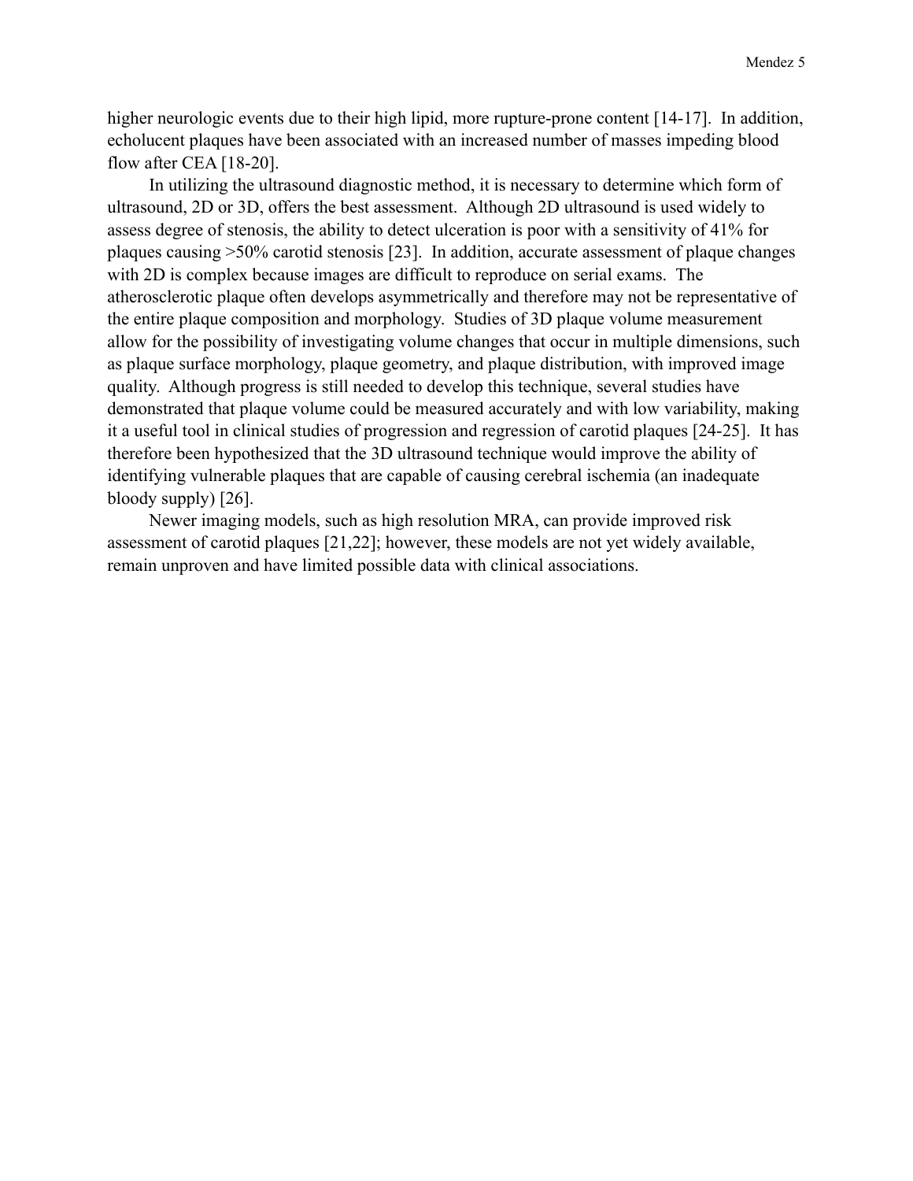higher neurologic events due to their high lipid, more rupture-prone content [14-17]. In addition, echolucent plaques have been associated with an increased number of masses impeding blood flow after CEA [18-20].

In utilizing the ultrasound diagnostic method, it is necessary to determine which form of ultrasound, 2D or 3D, offers the best assessment. Although 2D ultrasound is used widely to assess degree of stenosis, the ability to detect ulceration is poor with a sensitivity of 41% for plaques causing >50% carotid stenosis [23]. In addition, accurate assessment of plaque changes with 2D is complex because images are difficult to reproduce on serial exams. The atherosclerotic plaque often develops asymmetrically and therefore may not be representative of the entire plaque composition and morphology. Studies of 3D plaque volume measurement allow for the possibility of investigating volume changes that occur in multiple dimensions, such as plaque surface morphology, plaque geometry, and plaque distribution, with improved image quality. Although progress is still needed to develop this technique, several studies have demonstrated that plaque volume could be measured accurately and with low variability, making it a useful tool in clinical studies of progression and regression of carotid plaques [24-25]. It has therefore been hypothesized that the 3D ultrasound technique would improve the ability of identifying vulnerable plaques that are capable of causing cerebral ischemia (an inadequate bloody supply) [26].

Newer imaging models, such as high resolution MRA, can provide improved risk assessment of carotid plaques [21,22]; however, these models are not yet widely available, remain unproven and have limited possible data with clinical associations.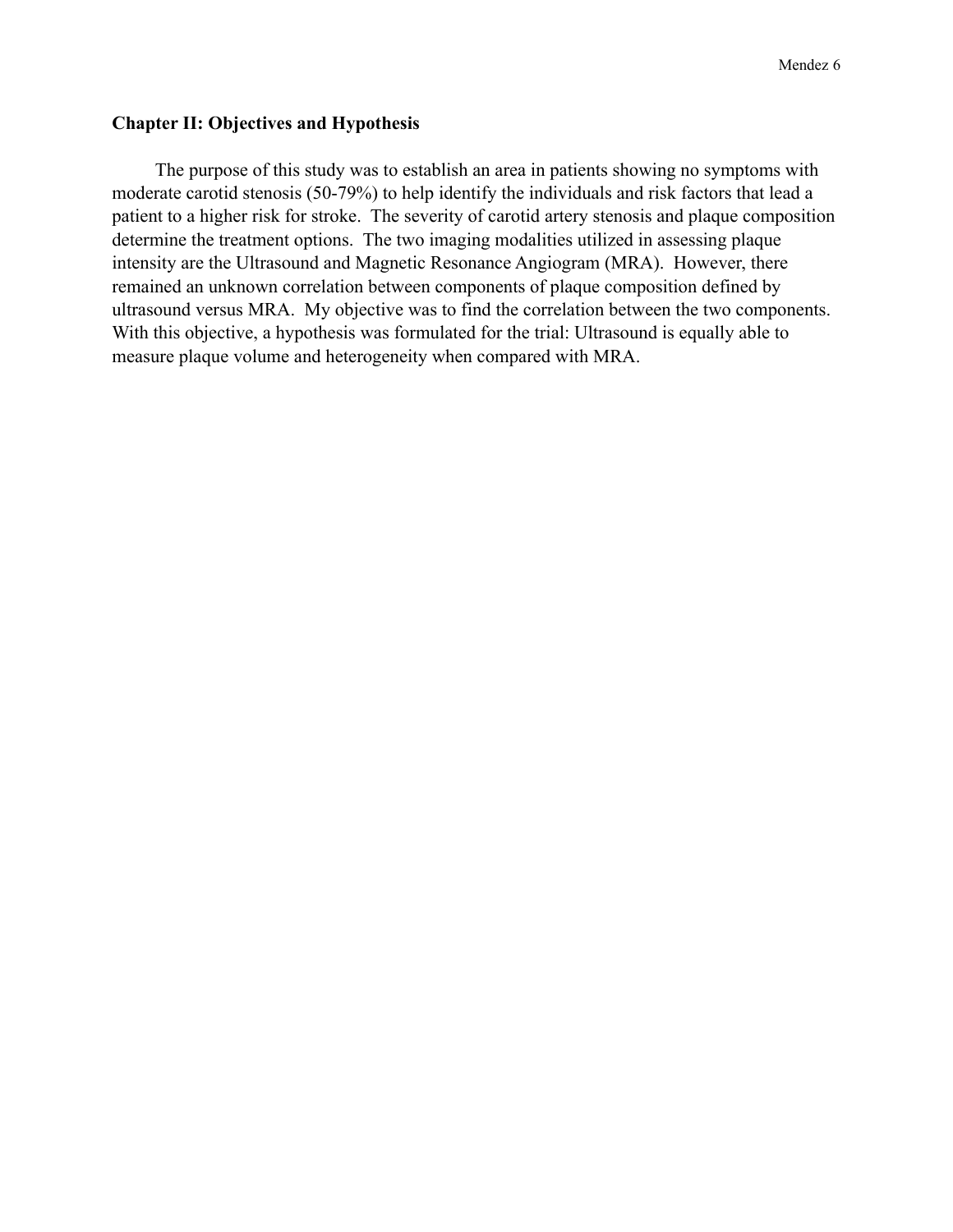## Chapter II: Objectives and Hypothesis

The purpose of this study was to establish an area in patients showing no symptoms with moderate carotid stenosis (50-79%) to help identify the individuals and risk factors that lead a patient to a higher risk for stroke. The severity of carotid artery stenosis and plaque composition determine the treatment options. The two imaging modalities utilized in assessing plaque intensity are the Ultrasound and Magnetic Resonance Angiogram (MRA). However, there remained an unknown correlation between components of plaque composition defined by ultrasound versus MRA. My objective was to find the correlation between the two components. With this objective, a hypothesis was formulated for the trial: Ultrasound is equally able to measure plaque volume and heterogeneity when compared with MRA.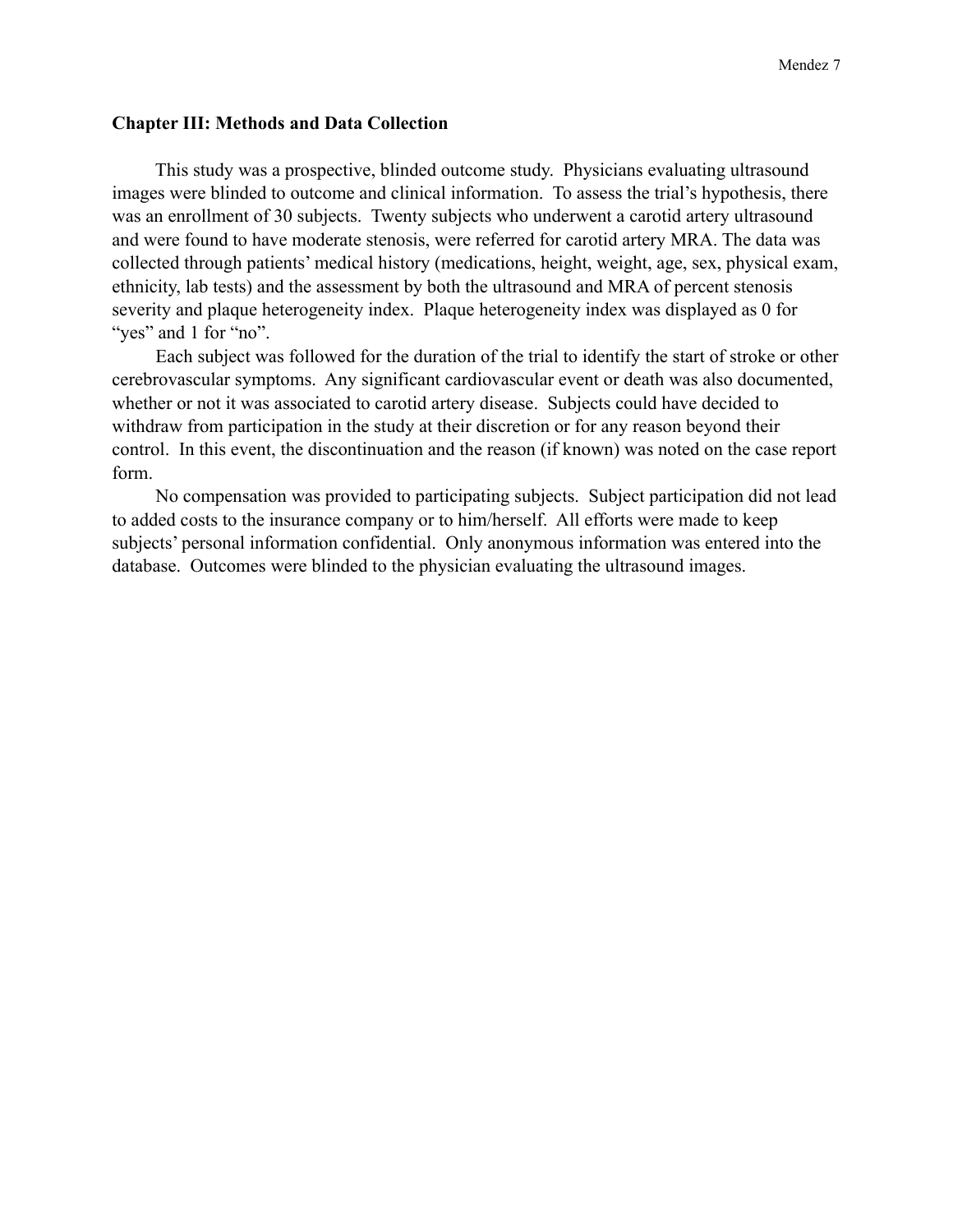## Chapter III: Methods and Data Collection

This study was a prospective, blinded outcome study. Physicians evaluating ultrasound images were blinded to outcome and clinical information. To assess the trial's hypothesis, there was an enrollment of 30 subjects. Twenty subjects who underwent a carotid artery ultrasound and were found to have moderate stenosis, were referred for carotid artery MRA. The data was collected through patients' medical history (medications, height, weight, age, sex, physical exam, ethnicity, lab tests) and the assessment by both the ultrasound and MRA of percent stenosis severity and plaque heterogeneity index. Plaque heterogeneity index was displayed as 0 for "yes" and 1 for "no".

Each subject was followed for the duration of the trial to identify the start of stroke or other cerebrovascular symptoms. Any significant cardiovascular event or death was also documented, whether or not it was associated to carotid artery disease. Subjects could have decided to withdraw from participation in the study at their discretion or for any reason beyond their control. In this event, the discontinuation and the reason (if known) was noted on the case report form.

No compensation was provided to participating subjects. Subject participation did not lead to added costs to the insurance company or to him/herself. All efforts were made to keep subjects' personal information confidential. Only anonymous information was entered into the database. Outcomes were blinded to the physician evaluating the ultrasound images.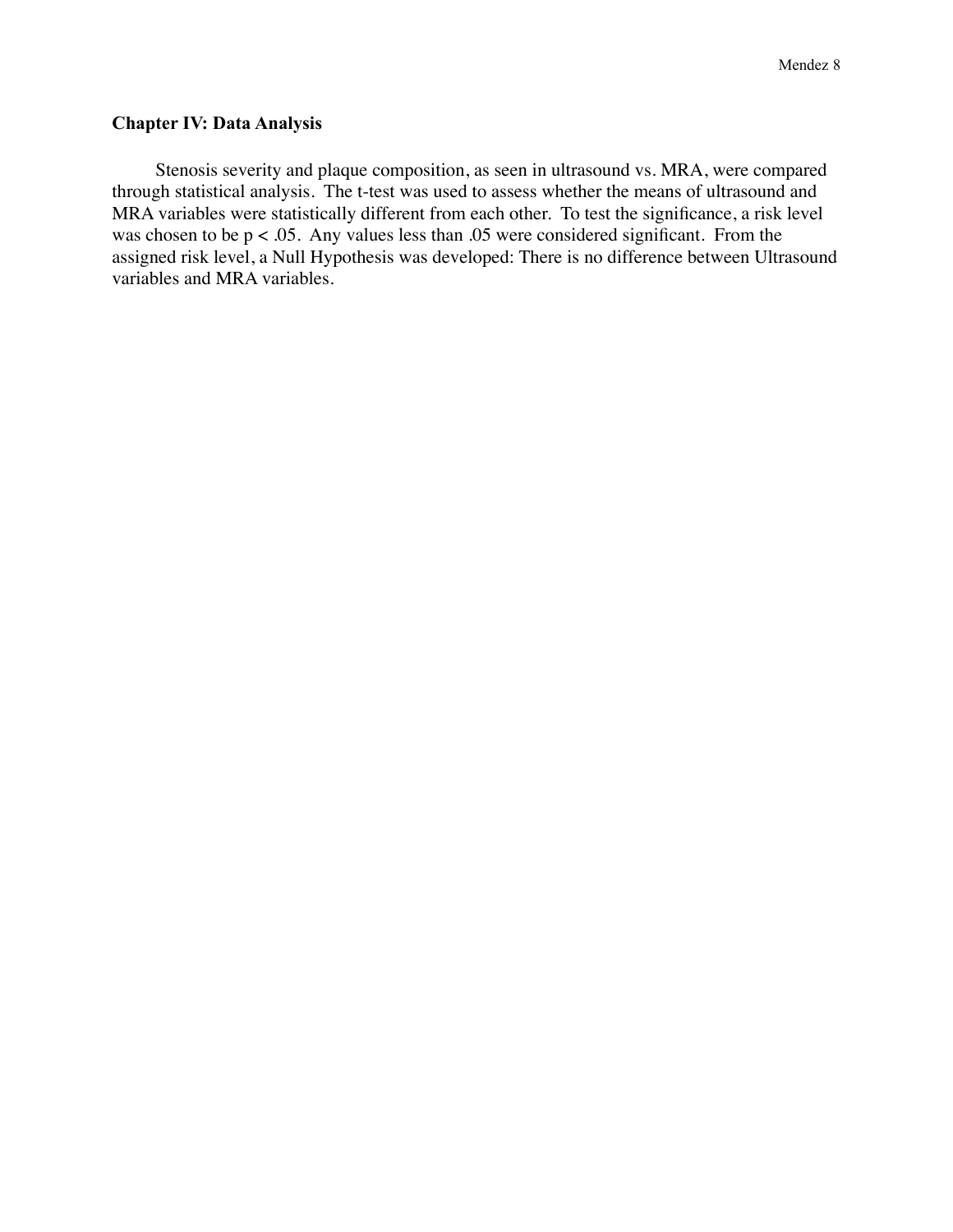## Chapter IV: Data Analysis

Stenosis severity and plaque composition, as seen in ultrasound vs. MRA, were compared through statistical analysis. The t-test was used to assess whether the means of ultrasound and MRA variables were statistically different from each other. To test the significance, a risk level was chosen to be $p < .05$. Any values less than .05 were considered significant. From the assigned risk level, a Null Hypothesis was developed: There is no difference between Ultrasound variables and MRA variables.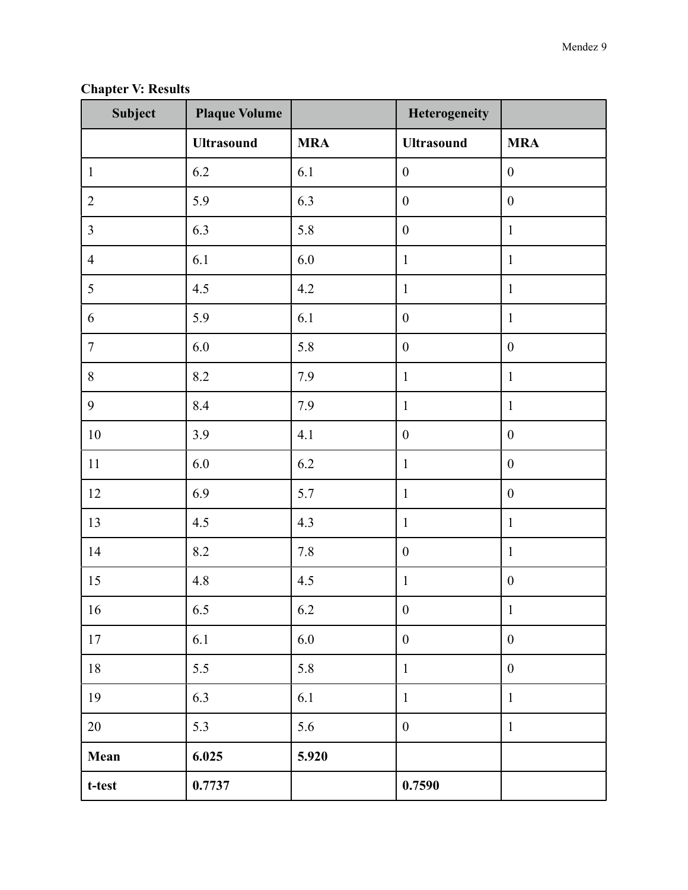**Chapter V: Results**

| Subject | Plaque Volume | | Heterogeneity | |
|---|---|---|---|---|
| | **Ultrasound** | **MRA** | **Ultrasound** | **MRA** |
| 1 | 6.2 | 6.1 | 0 | 0 |
| 2 | 5.9 | 6.3 | 0 | 0 |
| 3 | 6.3 | 5.8 | 0 | 1 |
| 4 | 6.1 | 6.0 | 1 | 1 |
| 5 | 4.5 | 4.2 | 1 | 1 |
| 6 | 5.9 | 6.1 | 0 | 1 |
| 7 | 6.0 | 5.8 | 0 | 0 |
| 8 | 8.2 | 7.9 | 1 | 1 |
| 9 | 8.4 | 7.9 | 1 | 1 |
| 10 | 3.9 | 4.1 | 0 | 0 |
| 11 | 6.0 | 6.2 | 1 | 0 |
| 12 | 6.9 | 5.7 | 1 | 0 |
| 13 | 4.5 | 4.3 | 1 | 1 |
| 14 | 8.2 | 7.8 | 0 | 1 |
| 15 | 4.8 | 4.5 | 1 | 0 |
| 16 | 6.5 | 6.2 | 0 | 1 |
| 17 | 6.1 | 6.0 | 0 | 0 |
| 18 | 5.5 | 5.8 | 1 | 0 |
| 19 | 6.3 | 6.1 | 1 | 1 |
| 20 | 5.3 | 5.6 | 0 | 1 |
| **Mean** | **6.025** | **5.920** | | |
| **t-test** | **0.7737** | | **0.7590** | |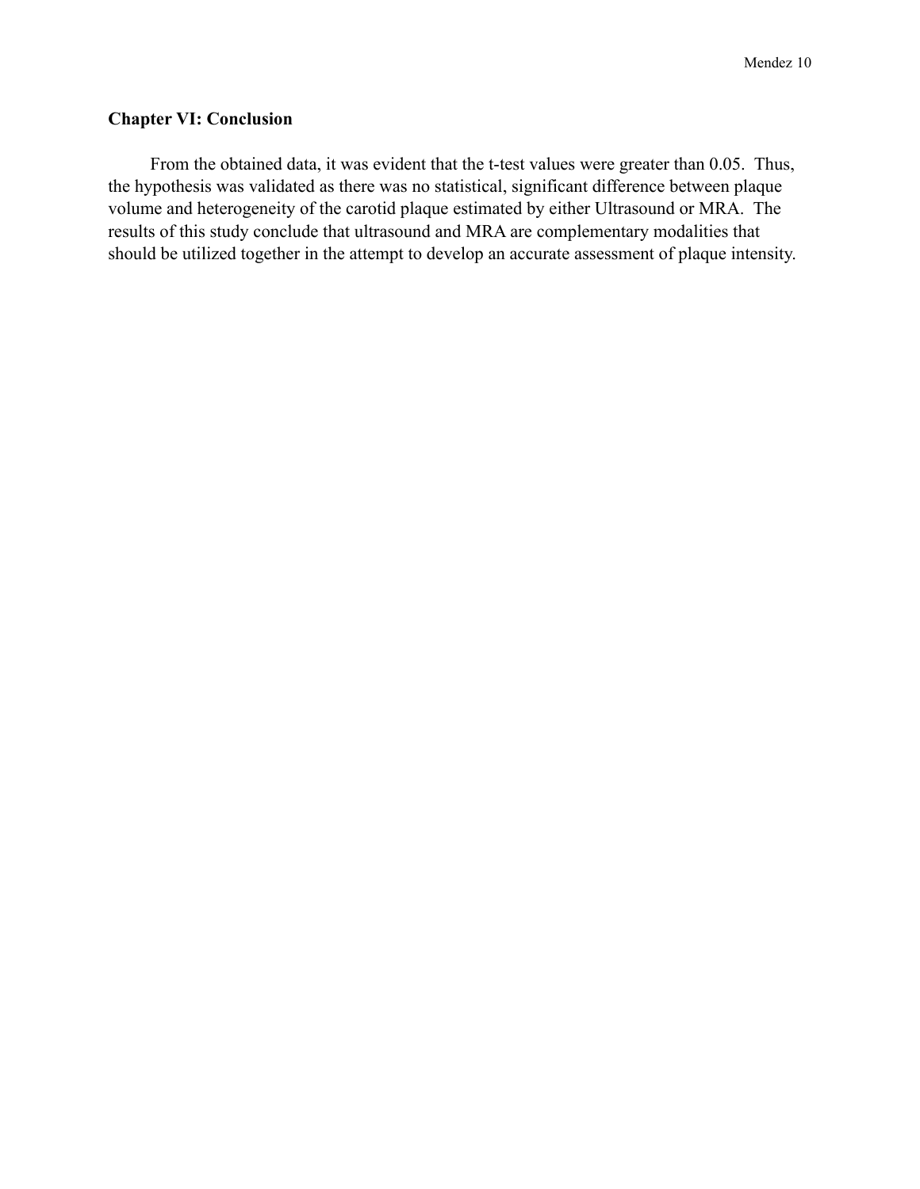## Chapter VI: Conclusion

From the obtained data, it was evident that the t-test values were greater than 0.05. Thus, the hypothesis was validated as there was no statistical, significant difference between plaque volume and heterogeneity of the carotid plaque estimated by either Ultrasound or MRA. The results of this study conclude that ultrasound and MRA are complementary modalities that should be utilized together in the attempt to develop an accurate assessment of plaque intensity.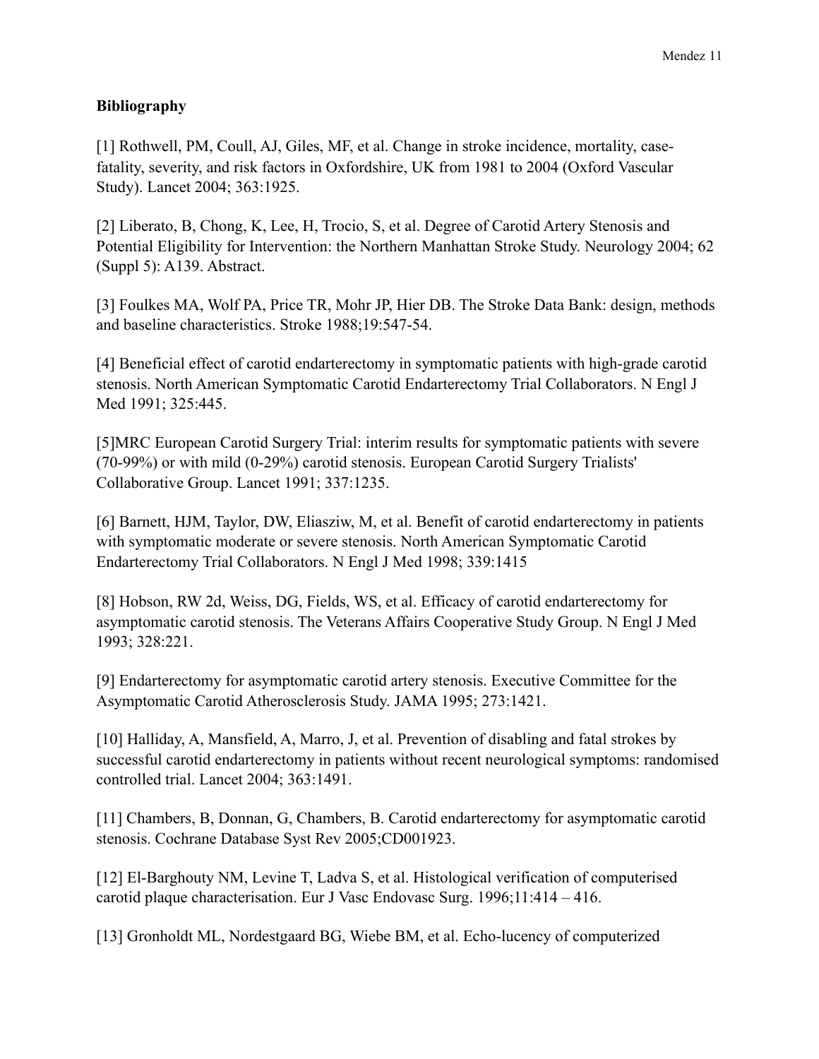**Bibliography**

[1] Rothwell, PM, Coull, AJ, Giles, MF, et al. Change in stroke incidence, mortality, case-fatality, severity, and risk factors in Oxfordshire, UK from 1981 to 2004 (Oxford Vascular Study). Lancet 2004; 363:1925.

[2] Liberato, B, Chong, K, Lee, H, Trocio, S, et al. Degree of Carotid Artery Stenosis and Potential Eligibility for Intervention: the Northern Manhattan Stroke Study. Neurology 2004; 62 (Suppl 5): A139. Abstract.

[3] Foulkes MA, Wolf PA, Price TR, Mohr JP, Hier DB. The Stroke Data Bank: design, methods and baseline characteristics. Stroke 1988;19:547-54.

[4] Beneficial effect of carotid endarterectomy in symptomatic patients with high-grade carotid stenosis. North American Symptomatic Carotid Endarterectomy Trial Collaborators. N Engl J Med 1991; 325:445.

[5]MRC European Carotid Surgery Trial: interim results for symptomatic patients with severe (70-99%) or with mild (0-29%) carotid stenosis. European Carotid Surgery Trialists' Collaborative Group. Lancet 1991; 337:1235.

[6] Barnett, HJM, Taylor, DW, Eliasziw, M, et al. Benefit of carotid endarterectomy in patients with symptomatic moderate or severe stenosis. North American Symptomatic Carotid Endarterectomy Trial Collaborators. N Engl J Med 1998; 339:1415

[8] Hobson, RW 2d, Weiss, DG, Fields, WS, et al. Efficacy of carotid endarterectomy for asymptomatic carotid stenosis. The Veterans Affairs Cooperative Study Group. N Engl J Med 1993; 328:221.

[9] Endarterectomy for asymptomatic carotid artery stenosis. Executive Committee for the Asymptomatic Carotid Atherosclerosis Study. JAMA 1995; 273:1421.

[10] Halliday, A, Mansfield, A, Marro, J, et al. Prevention of disabling and fatal strokes by successful carotid endarterectomy in patients without recent neurological symptoms: randomised controlled trial. Lancet 2004; 363:1491.

[11] Chambers, B, Donnan, G, Chambers, B. Carotid endarterectomy for asymptomatic carotid stenosis. Cochrane Database Syst Rev 2005;CD001923.

[12] El-Barghouty NM, Levine T, Ladva S, et al. Histological verification of computerised carotid plaque characterisation. Eur J Vasc Endovasc Surg. 1996;11:414 – 416.

[13] Gronholdt ML, Nordestgaard BG, Wiebe BM, et al. Echo-lucency of computerized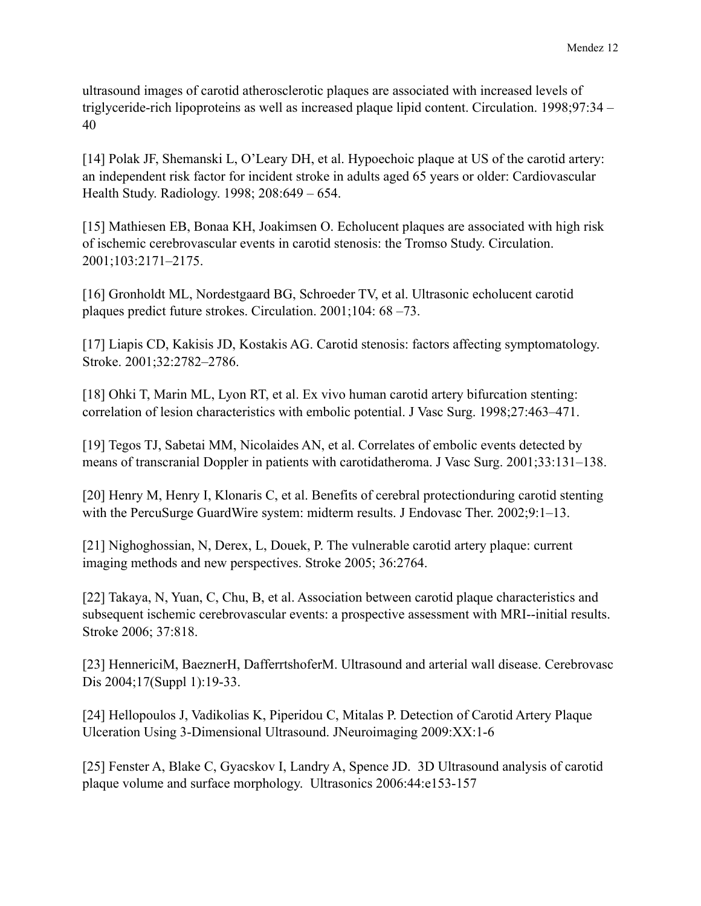ultrasound images of carotid atherosclerotic plaques are associated with increased levels of triglyceride-rich lipoproteins as well as increased plaque lipid content. Circulation. 1998;97:34 – 40

[14] Polak JF, Shemanski L, O'Leary DH, et al. Hypoechoic plaque at US of the carotid artery: an independent risk factor for incident stroke in adults aged 65 years or older: Cardiovascular Health Study. Radiology. 1998; 208:649 – 654.

[15] Mathiesen EB, Bonaa KH, Joakimsen O. Echolucent plaques are associated with high risk of ischemic cerebrovascular events in carotid stenosis: the Tromso Study. Circulation. 2001;103:2171–2175.

[16] Gronholdt ML, Nordestgaard BG, Schroeder TV, et al. Ultrasonic echolucent carotid plaques predict future strokes. Circulation. 2001;104: 68 –73.

[17] Liapis CD, Kakisis JD, Kostakis AG. Carotid stenosis: factors affecting symptomatology. Stroke. 2001;32:2782–2786.

[18] Ohki T, Marin ML, Lyon RT, et al. Ex vivo human carotid artery bifurcation stenting: correlation of lesion characteristics with embolic potential. J Vasc Surg. 1998;27:463–471.

[19] Tegos TJ, Sabetai MM, Nicolaides AN, et al. Correlates of embolic events detected by means of transcranial Doppler in patients with carotidatheroma. J Vasc Surg. 2001;33:131–138.

[20] Henry M, Henry I, Klonaris C, et al. Benefits of cerebral protectionduring carotid stenting with the PercuSurge GuardWire system: midterm results. J Endovasc Ther. 2002;9:1–13.

[21] Nighoghossian, N, Derex, L, Douek, P. The vulnerable carotid artery plaque: current imaging methods and new perspectives. Stroke 2005; 36:2764.

[22] Takaya, N, Yuan, C, Chu, B, et al. Association between carotid plaque characteristics and subsequent ischemic cerebrovascular events: a prospective assessment with MRI--initial results. Stroke 2006; 37:818.

[23] HennericiM, BaeznerH, DafferrtshoferM. Ultrasound and arterial wall disease. Cerebrovasc Dis 2004;17(Suppl 1):19-33.

[24] Hellopoulos J, Vadikolias K, Piperidou C, Mitalas P. Detection of Carotid Artery Plaque Ulceration Using 3-Dimensional Ultrasound. JNeuroimaging 2009:XX:1-6

[25] Fenster A, Blake C, Gyacskov I, Landry A, Spence JD. 3D Ultrasound analysis of carotid plaque volume and surface morphology. Ultrasonics 2006:44:e153-157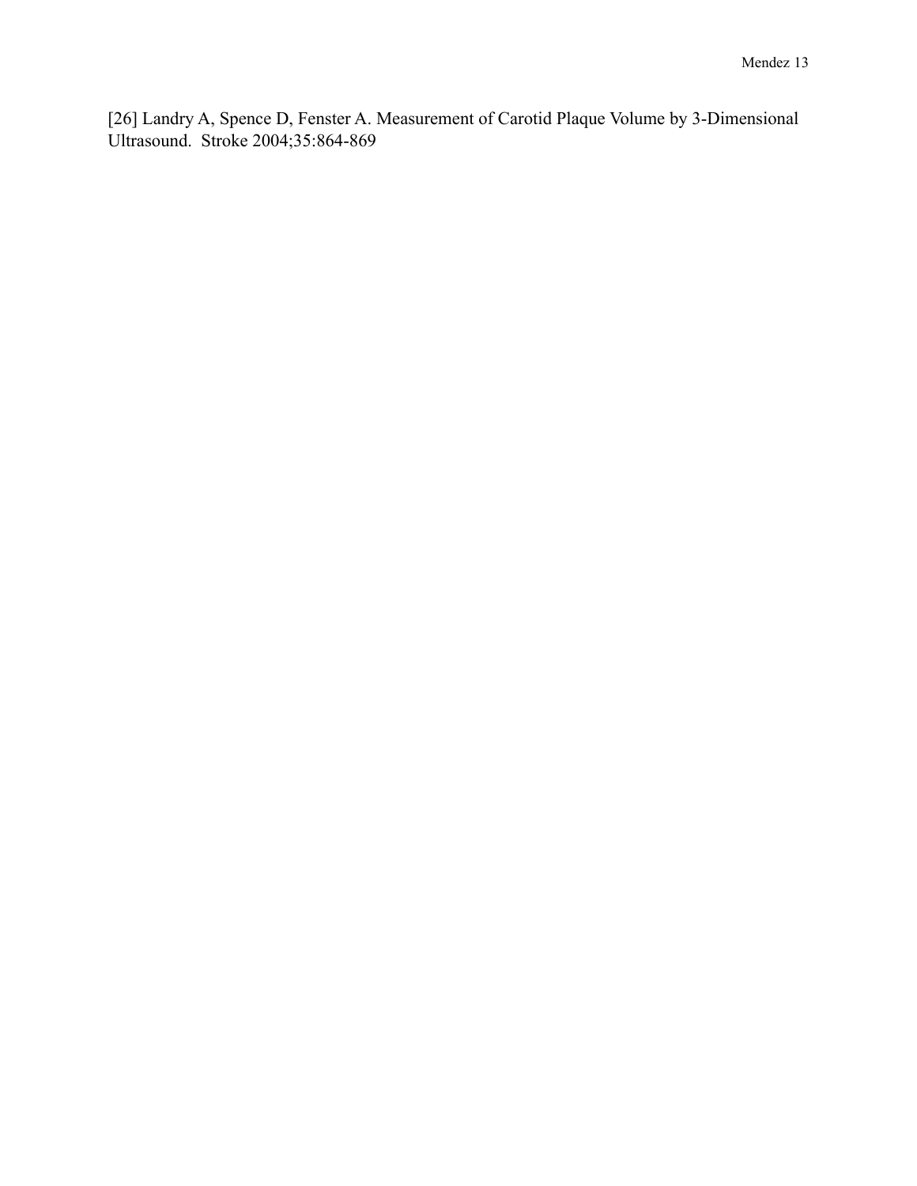[26] Landry A, Spence D, Fenster A. Measurement of Carotid Plaque Volume by 3-Dimensional Ultrasound. Stroke 2004;35:864-869